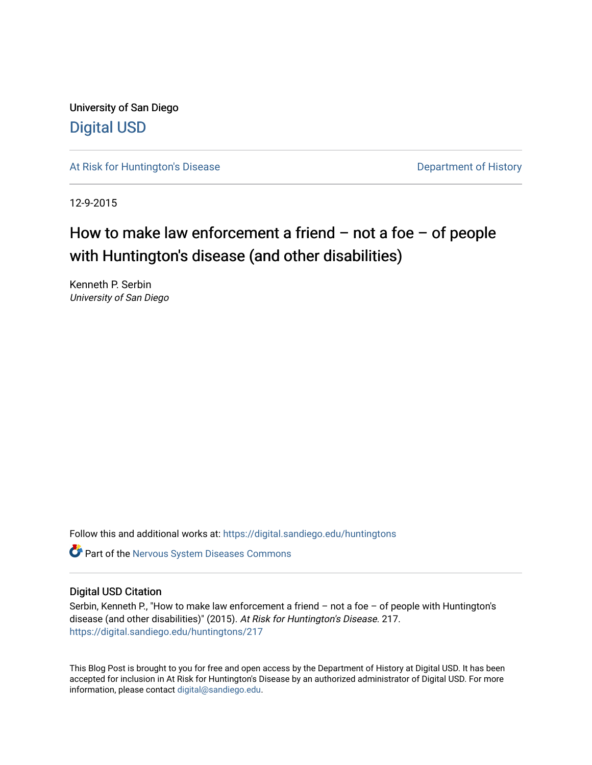University of San Diego

Digital USD

At Risk for Huntington's Disease

Department of History

12-9-2015

# How to make law enforcement a friend – not a foe – of people with Huntington's disease (and other disabilities)

Kenneth P. Serbin
*University of San Diego*

Follow this and additional works at: https://digital.sandiego.edu/huntingtons

Part of the Nervous System Diseases Commons

## Digital USD Citation

Serbin, Kenneth P., "How to make law enforcement a friend – not a foe – of people with Huntington's disease (and other disabilities)" (2015). *At Risk for Huntington's Disease*. 217.
https://digital.sandiego.edu/huntingtons/217

This Blog Post is brought to you for free and open access by the Department of History at Digital USD. It has been accepted for inclusion in At Risk for Huntington's Disease by an authorized administrator of Digital USD. For more information, please contact digital@sandiego.edu.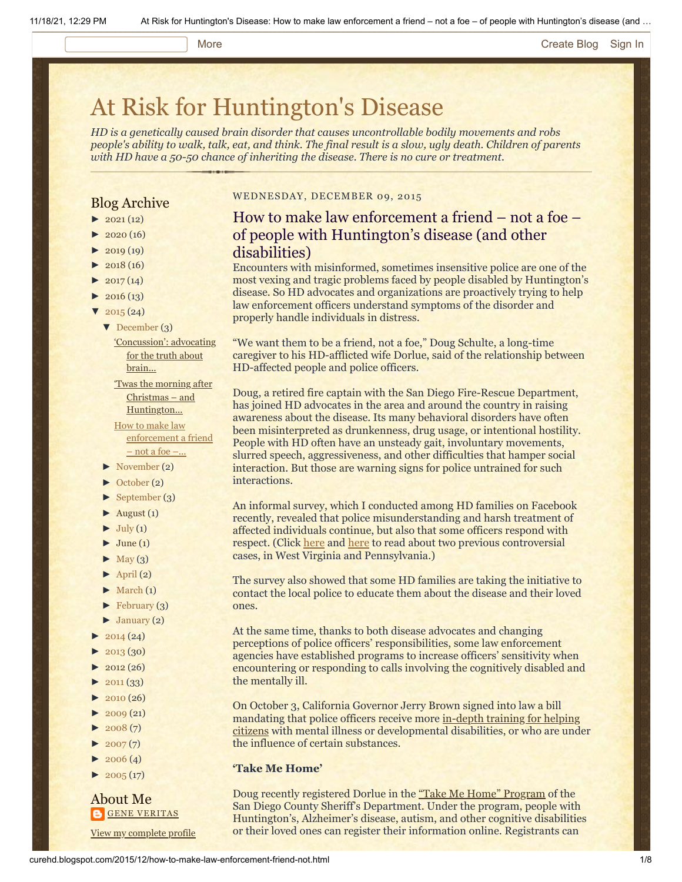# At Risk for Huntington's Disease

*HD is a genetically caused brain disorder that causes uncontrollable bodily movements and robs people's ability to walk, talk, eat, and think. The final result is a slow, ugly death. Children of parents with HD have a 50-50 chance of inheriting the disease. There is no cure or treatment.*

## Blog Archive

- ► 2021 (12)
- ► 2020 (16)
- ► 2019 (19)
- ► 2018 (16)
- ► 2017 (14)
- ► 2016 (13)
- ▼ 2015 (24)
  - ▼ December (3)
    - 'Concussion': advocating for the truth about brain...
    - 'Twas the morning after Christmas – and Huntington...
    - How to make law enforcement a friend – not a foe –...
  - ► November (2)
  - ► October (2)
  - ► September (3)
  - ► August (1)
  - ► July (1)
  - ► June (1)
  - ► May (3)
  - ► April (2)
  - ► March (1)
  - ► February (3)
  - ► January (2)
- ► 2014 (24)
- ► 2013 (30)
- ► 2012 (26)
- ► 2011 (33)
- ► 2010 (26)
- ► 2009 (21)
- ► 2008 (7)
- ► 2007 (7)
- ► 2006 (4)
- ► 2005 (17)

## About Me

GENE VERITAS

View my complete profile

WEDNESDAY, DECEMBER 09, 2015

## How to make law enforcement a friend – not a foe – of people with Huntington's disease (and other disabilities)

Encounters with misinformed, sometimes insensitive police are one of the most vexing and tragic problems faced by people disabled by Huntington's disease. So HD advocates and organizations are proactively trying to help law enforcement officers understand symptoms of the disorder and properly handle individuals in distress.

"We want them to be a friend, not a foe," Doug Schulte, a long-time caregiver to his HD-afflicted wife Dorlue, said of the relationship between HD-affected people and police officers.

Doug, a retired fire captain with the San Diego Fire-Rescue Department, has joined HD advocates in the area and around the country in raising awareness about the disease. Its many behavioral disorders have often been misinterpreted as drunkenness, drug usage, or intentional hostility. People with HD often have an unsteady gait, involuntary movements, slurred speech, aggressiveness, and other difficulties that hamper social interaction. But those are warning signs for police untrained for such interactions.

An informal survey, which I conducted among HD families on Facebook recently, revealed that police misunderstanding and harsh treatment of affected individuals continue, but also that some officers respond with respect. (Click here and here to read about two previous controversial cases, in West Virginia and Pennsylvania.)

The survey also showed that some HD families are taking the initiative to contact the local police to educate them about the disease and their loved ones.

At the same time, thanks to both disease advocates and changing perceptions of police officers' responsibilities, some law enforcement agencies have established programs to increase officers' sensitivity when encountering or responding to calls involving the cognitively disabled and the mentally ill.

On October 3, California Governor Jerry Brown signed into law a bill mandating that police officers receive more in-depth training for helping citizens with mental illness or developmental disabilities, or who are under the influence of certain substances.

**'Take Me Home'**

Doug recently registered Dorlue in the "Take Me Home" Program of the San Diego County Sheriff's Department. Under the program, people with Huntington's, Alzheimer's disease, autism, and other cognitive disabilities or their loved ones can register their information online. Registrants can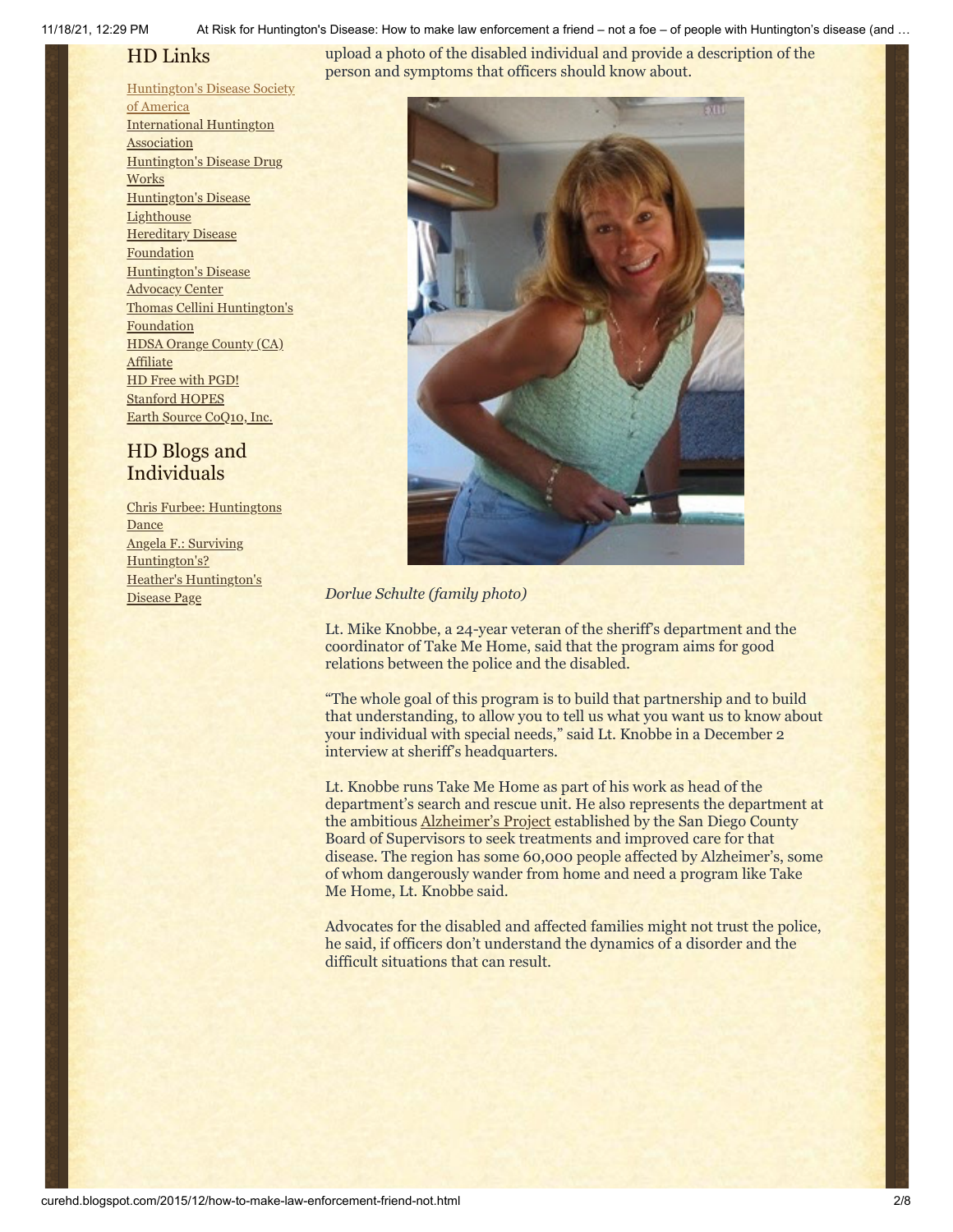## HD Links

Huntington's Disease Society of America
International Huntington Association
Huntington's Disease Drug Works
Huntington's Disease Lighthouse
Hereditary Disease Foundation
Huntington's Disease Advocacy Center
Thomas Cellini Huntington's Foundation
HDSA Orange County (CA) Affiliate
HD Free with PGD!
Stanford HOPES
Earth Source CoQ10, Inc.

## HD Blogs and Individuals

Chris Furbee: Huntingtons Dance
Angela F.: Surviving Huntington's?
Heather's Huntington's Disease Page

upload a photo of the disabled individual and provide a description of the person and symptoms that officers should know about.

*Dorlue Schulte (family photo)*

Lt. Mike Knobbe, a 24-year veteran of the sheriff's department and the coordinator of Take Me Home, said that the program aims for good relations between the police and the disabled.

"The whole goal of this program is to build that partnership and to build that understanding, to allow you to tell us what you want us to know about your individual with special needs," said Lt. Knobbe in a December 2 interview at sheriff's headquarters.

Lt. Knobbe runs Take Me Home as part of his work as head of the department's search and rescue unit. He also represents the department at the ambitious Alzheimer's Project established by the San Diego County Board of Supervisors to seek treatments and improved care for that disease. The region has some 60,000 people affected by Alzheimer's, some of whom dangerously wander from home and need a program like Take Me Home, Lt. Knobbe said.

Advocates for the disabled and affected families might not trust the police, he said, if officers don't understand the dynamics of a disorder and the difficult situations that can result.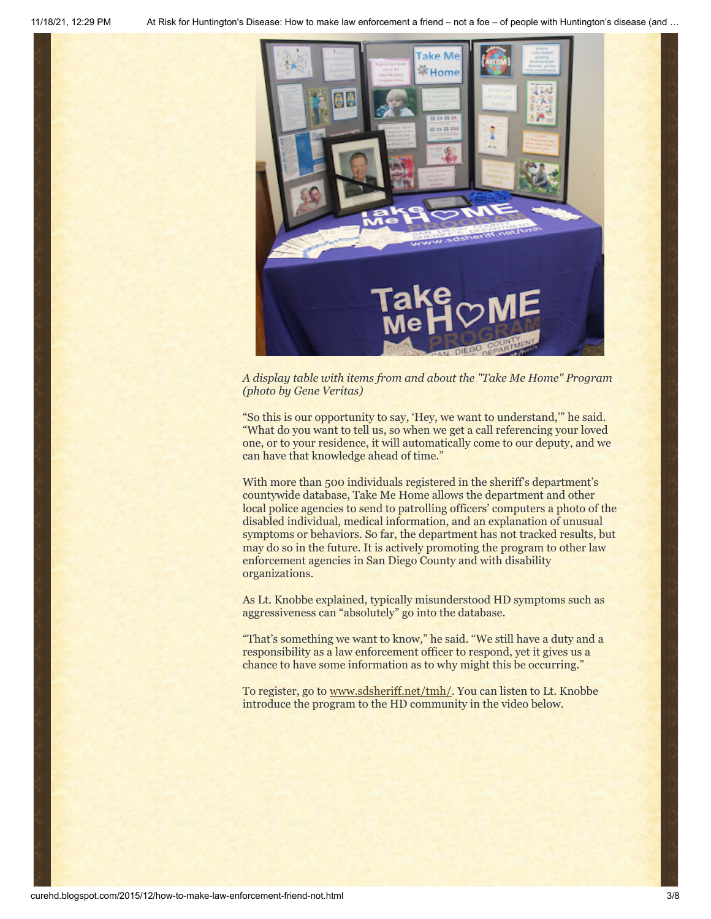*A display table with items from and about the "Take Me Home" Program (photo by Gene Veritas)*

“So this is our opportunity to say, ‘Hey, we want to understand,’” he said. “What do you want to tell us, so when we get a call referencing your loved one, or to your residence, it will automatically come to our deputy, and we can have that knowledge ahead of time.”

With more than 500 individuals registered in the sheriff’s department’s countywide database, Take Me Home allows the department and other local police agencies to send to patrolling officers’ computers a photo of the disabled individual, medical information, and an explanation of unusual symptoms or behaviors. So far, the department has not tracked results, but may do so in the future. It is actively promoting the program to other law enforcement agencies in San Diego County and with disability organizations.

As Lt. Knobbe explained, typically misunderstood HD symptoms such as aggressiveness can “absolutely” go into the database.

“That’s something we want to know,” he said. “We still have a duty and a responsibility as a law enforcement officer to respond, yet it gives us a chance to have some information as to why might this be occurring.”

To register, go to www.sdsheriff.net/tmh/. You can listen to Lt. Knobbe introduce the program to the HD community in the video below.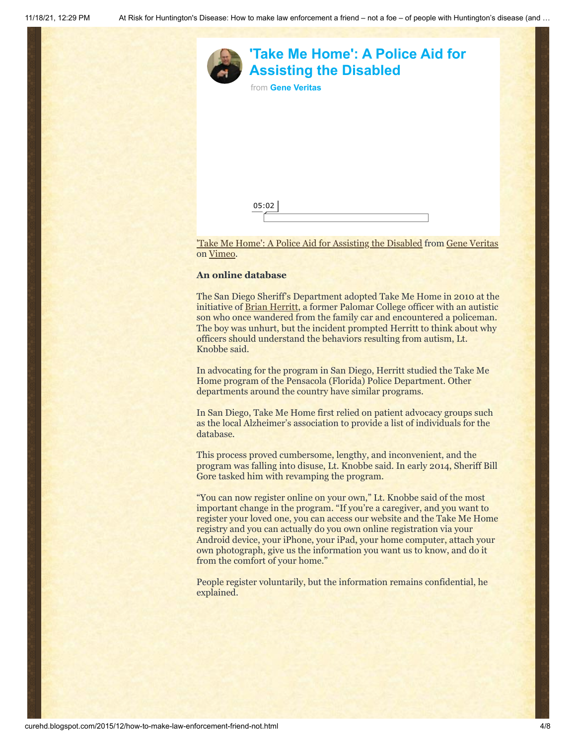## 'Take Me Home': A Police Aid for Assisting the Disabled

from **Gene Veritas**

05:02

'Take Me Home': A Police Aid for Assisting the Disabled from Gene Veritas on Vimeo.

**An online database**

The San Diego Sheriff's Department adopted Take Me Home in 2010 at the initiative of Brian Herritt, a former Palomar College officer with an autistic son who once wandered from the family car and encountered a policeman. The boy was unhurt, but the incident prompted Herritt to think about why officers should understand the behaviors resulting from autism, Lt. Knobbe said.

In advocating for the program in San Diego, Herritt studied the Take Me Home program of the Pensacola (Florida) Police Department. Other departments around the country have similar programs.

In San Diego, Take Me Home first relied on patient advocacy groups such as the local Alzheimer's association to provide a list of individuals for the database.

This process proved cumbersome, lengthy, and inconvenient, and the program was falling into disuse, Lt. Knobbe said. In early 2014, Sheriff Bill Gore tasked him with revamping the program.

"You can now register online on your own," Lt. Knobbe said of the most important change in the program. "If you're a caregiver, and you want to register your loved one, you can access our website and the Take Me Home registry and you can actually do you own online registration via your Android device, your iPhone, your iPad, your home computer, attach your own photograph, give us the information you want us to know, and do it from the comfort of your home."

People register voluntarily, but the information remains confidential, he explained.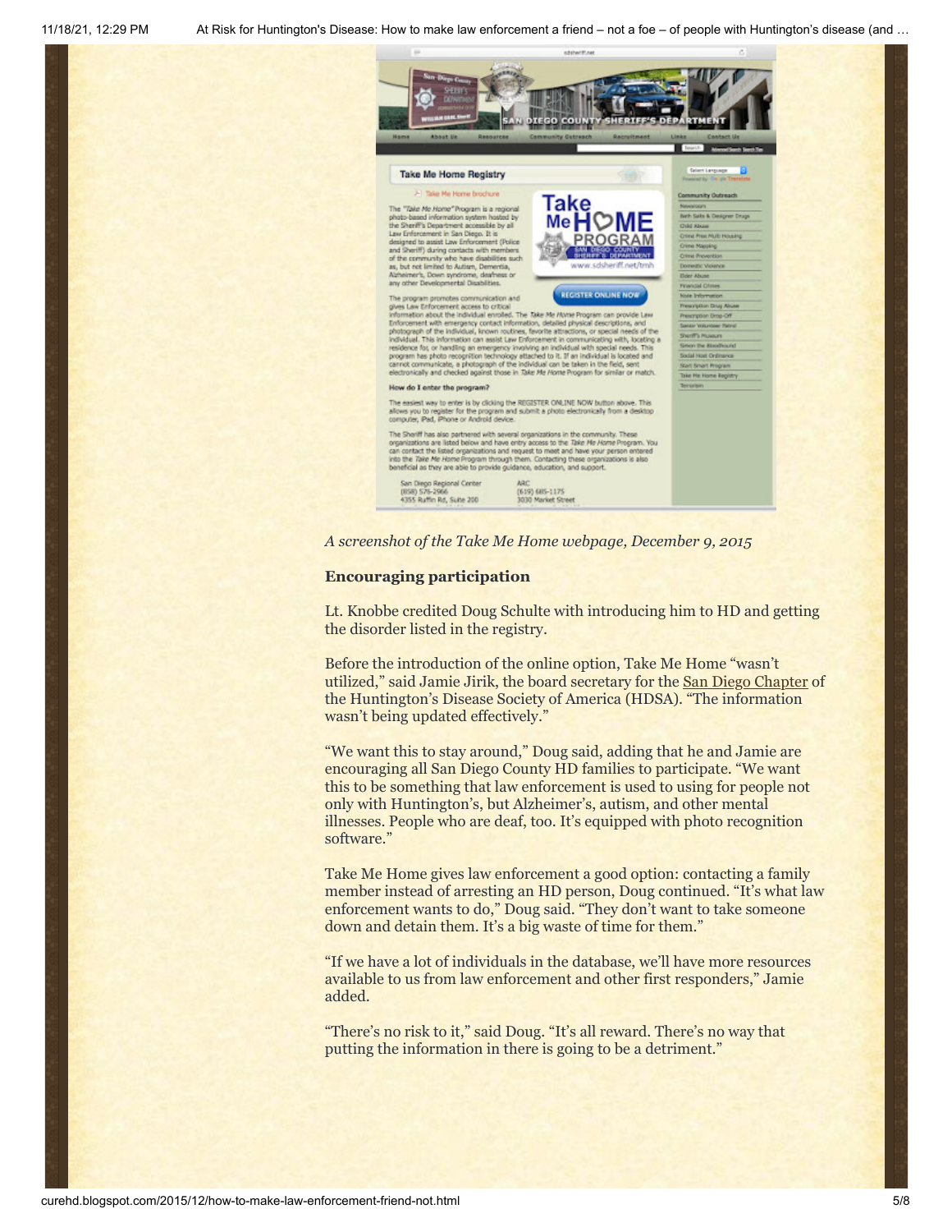*A screenshot of the Take Me Home webpage, December 9, 2015*

**Encouraging participation**

Lt. Knobbe credited Doug Schulte with introducing him to HD and getting the disorder listed in the registry.

Before the introduction of the online option, Take Me Home "wasn't utilized," said Jamie Jirik, the board secretary for the San Diego Chapter of the Huntington's Disease Society of America (HDSA). "The information wasn't being updated effectively."

"We want this to stay around," Doug said, adding that he and Jamie are encouraging all San Diego County HD families to participate. "We want this to be something that law enforcement is used to using for people not only with Huntington's, but Alzheimer's, autism, and other mental illnesses. People who are deaf, too. It's equipped with photo recognition software."

Take Me Home gives law enforcement a good option: contacting a family member instead of arresting an HD person, Doug continued. "It's what law enforcement wants to do," Doug said. "They don't want to take someone down and detain them. It's a big waste of time for them."

"If we have a lot of individuals in the database, we'll have more resources available to us from law enforcement and other first responders," Jamie added.

"There's no risk to it," said Doug. "It's all reward. There's no way that putting the information in there is going to be a detriment."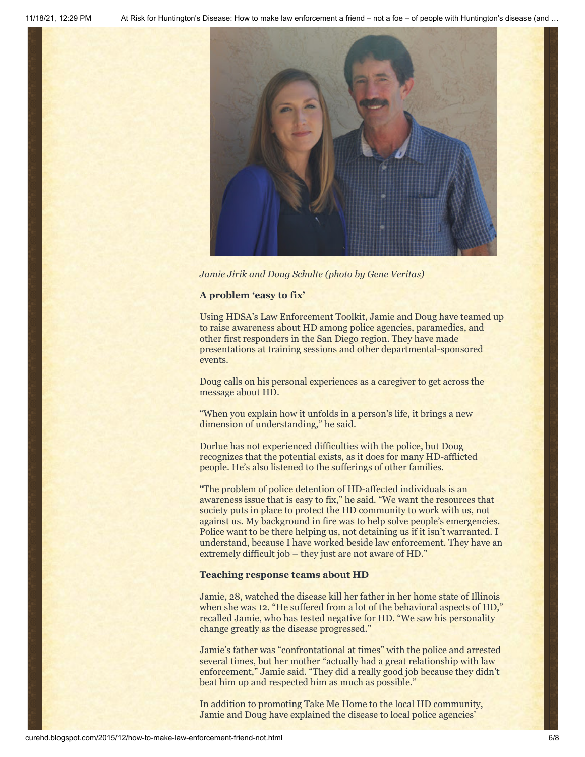*Jamie Jirik and Doug Schulte (photo by Gene Veritas)*

**A problem 'easy to fix'**

Using HDSA's Law Enforcement Toolkit, Jamie and Doug have teamed up to raise awareness about HD among police agencies, paramedics, and other first responders in the San Diego region. They have made presentations at training sessions and other departmental-sponsored events.

Doug calls on his personal experiences as a caregiver to get across the message about HD.

"When you explain how it unfolds in a person's life, it brings a new dimension of understanding," he said.

Dorlue has not experienced difficulties with the police, but Doug recognizes that the potential exists, as it does for many HD-afflicted people. He's also listened to the sufferings of other families.

"The problem of police detention of HD-affected individuals is an awareness issue that is easy to fix," he said. "We want the resources that society puts in place to protect the HD community to work with us, not against us. My background in fire was to help solve people's emergencies. Police want to be there helping us, not detaining us if it isn't warranted. I understand, because I have worked beside law enforcement. They have an extremely difficult job – they just are not aware of HD."

**Teaching response teams about HD**

Jamie, 28, watched the disease kill her father in her home state of Illinois when she was 12. "He suffered from a lot of the behavioral aspects of HD," recalled Jamie, who has tested negative for HD. "We saw his personality change greatly as the disease progressed."

Jamie's father was "confrontational at times" with the police and arrested several times, but her mother "actually had a great relationship with law enforcement," Jamie said. "They did a really good job because they didn't beat him up and respected him as much as possible."

In addition to promoting Take Me Home to the local HD community, Jamie and Doug have explained the disease to local police agencies'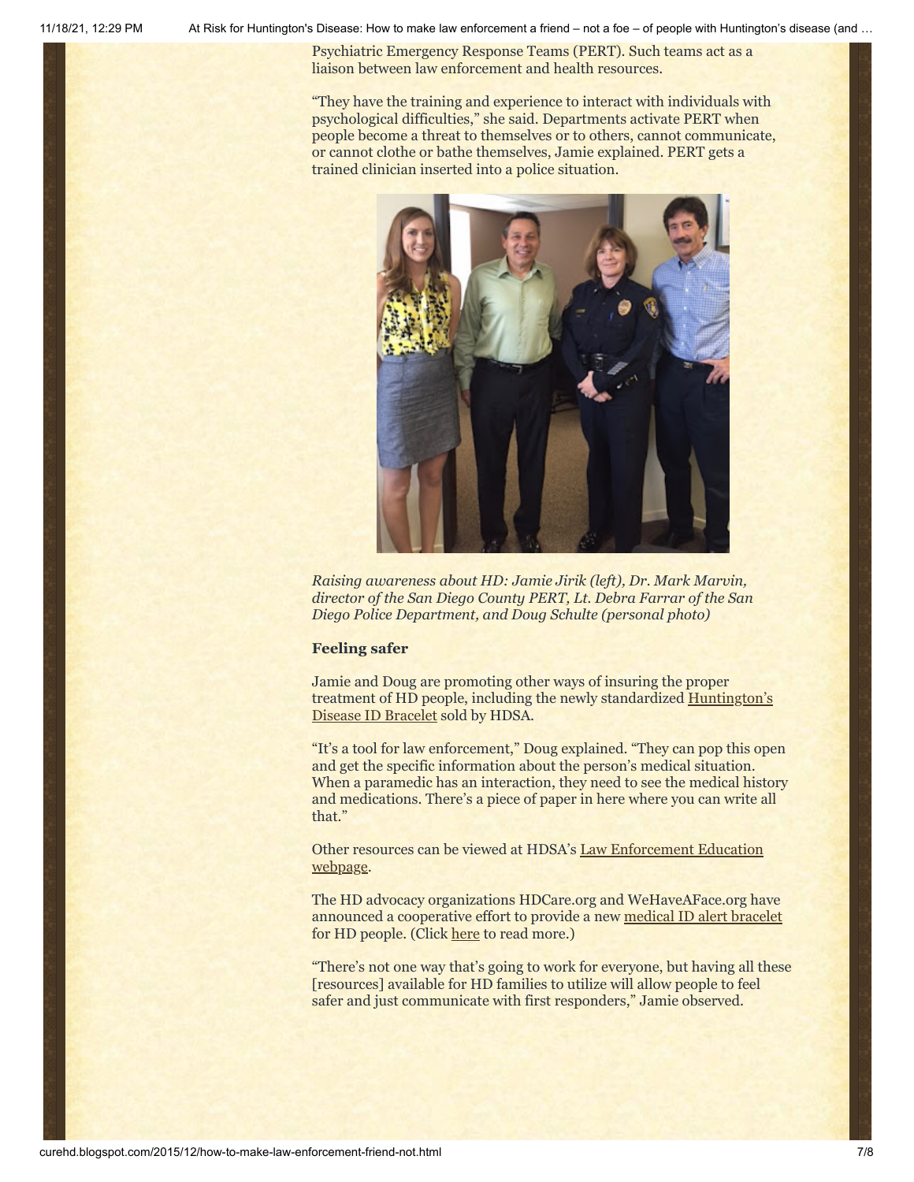Psychiatric Emergency Response Teams (PERT). Such teams act as a liaison between law enforcement and health resources.

"They have the training and experience to interact with individuals with psychological difficulties," she said. Departments activate PERT when people become a threat to themselves or to others, cannot communicate, or cannot clothe or bathe themselves, Jamie explained. PERT gets a trained clinician inserted into a police situation.

*Raising awareness about HD: Jamie Jirik (left), Dr. Mark Marvin, director of the San Diego County PERT, Lt. Debra Farrar of the San Diego Police Department, and Doug Schulte (personal photo)*

**Feeling safer**

Jamie and Doug are promoting other ways of insuring the proper treatment of HD people, including the newly standardized Huntington's Disease ID Bracelet sold by HDSA.

"It's a tool for law enforcement," Doug explained. "They can pop this open and get the specific information about the person's medical situation. When a paramedic has an interaction, they need to see the medical history and medications. There's a piece of paper in here where you can write all that."

Other resources can be viewed at HDSA's Law Enforcement Education webpage.

The HD advocacy organizations HDCare.org and WeHaveAFace.org have announced a cooperative effort to provide a new medical ID alert bracelet for HD people. (Click here to read more.)

"There's not one way that's going to work for everyone, but having all these [resources] available for HD families to utilize will allow people to feel safer and just communicate with first responders," Jamie observed.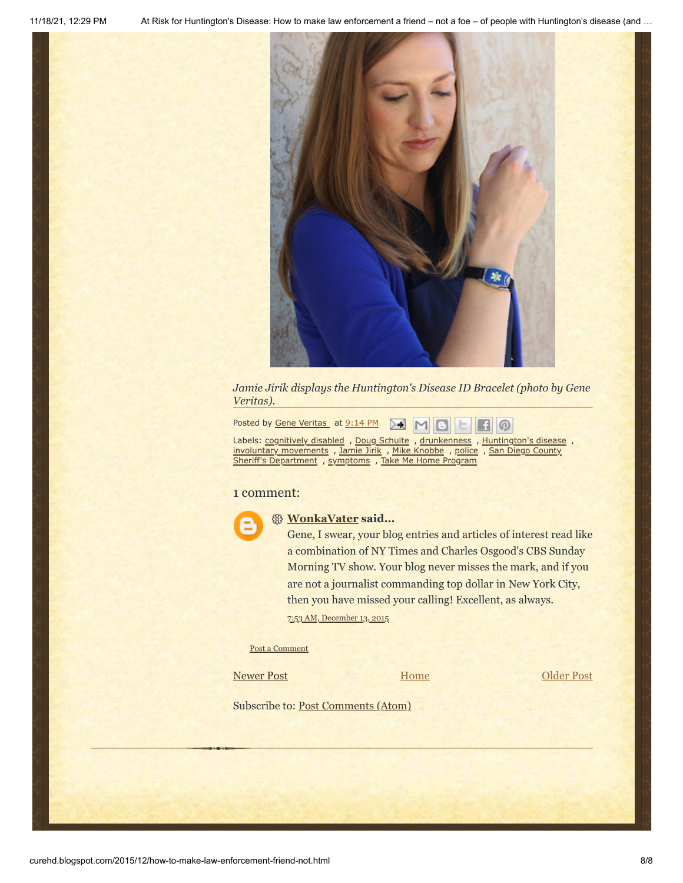*Jamie Jirik displays the Huntington's Disease ID Bracelet (photo by Gene Veritas).*

Posted by Gene Veritas at 9:14 PM

Labels: cognitively disabled , Doug Schulte , drunkenness , Huntington's disease , involuntary movements , Jamie Jirik , Mike Knobbe , police , San Diego County Sheriff's Department , symptoms , Take Me Home Program

## 1 comment:

**WonkaVater said...**

Gene, I swear, your blog entries and articles of interest read like a combination of NY Times and Charles Osgood's CBS Sunday Morning TV show. Your blog never misses the mark, and if you are not a journalist commanding top dollar in New York City, then you have missed your calling! Excellent, as always.

7:53 AM, December 13, 2015

Post a Comment

Newer Post | Home | Older Post

Subscribe to: Post Comments (Atom)